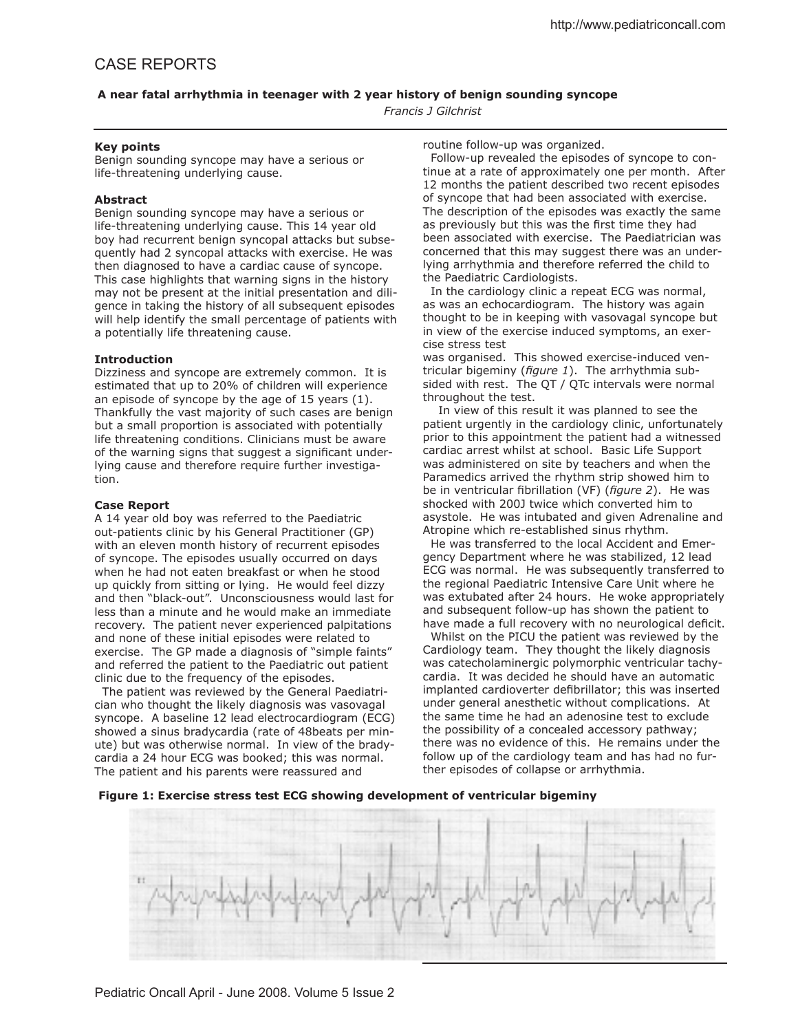# CASE REPORTS

**A near fatal arrhythmia in teenager with 2 year history of benign sounding syncope**

*Francis J Gilchrist*

**Key points**

Benign sounding syncope may have a serious or life-threatening underlying cause.

**Abstract**

Benign sounding syncope may have a serious or life-threatening underlying cause. This 14 year old boy had recurrent benign syncopal attacks but subsequently had 2 syncopal attacks with exercise. He was then diagnosed to have a cardiac cause of syncope. This case highlights that warning signs in the history may not be present at the initial presentation and diligence in taking the history of all subsequent episodes will help identify the small percentage of patients with a potentially life threatening cause.

**Introduction**

Dizziness and syncope are extremely common. It is estimated that up to 20% of children will experience an episode of syncope by the age of 15 years (1). Thankfully the vast majority of such cases are benign but a small proportion is associated with potentially life threatening conditions. Clinicians must be aware of the warning signs that suggest a significant underlying cause and therefore require further investigation.

**Case Report**

A 14 year old boy was referred to the Paediatric out-patients clinic by his General Practitioner (GP) with an eleven month history of recurrent episodes of syncope. The episodes usually occurred on days when he had not eaten breakfast or when he stood up quickly from sitting or lying. He would feel dizzy and then "black-out". Unconsciousness would last for less than a minute and he would make an immediate recovery. The patient never experienced palpitations and none of these initial episodes were related to exercise. The GP made a diagnosis of "simple faints" and referred the patient to the Paediatric out patient clinic due to the frequency of the episodes.

The patient was reviewed by the General Paediatrician who thought the likely diagnosis was vasovagal syncope. A baseline 12 lead electrocardiogram (ECG) showed a sinus bradycardia (rate of 48beats per minute) but was otherwise normal. In view of the bradycardia a 24 hour ECG was booked; this was normal. The patient and his parents were reassured and routine follow-up was organized.

Follow-up revealed the episodes of syncope to continue at a rate of approximately one per month. After 12 months the patient described two recent episodes of syncope that had been associated with exercise. The description of the episodes was exactly the same as previously but this was the first time they had been associated with exercise. The Paediatrician was concerned that this may suggest there was an underlying arrhythmia and therefore referred the child to the Paediatric Cardiologists.

In the cardiology clinic a repeat ECG was normal, as was an echocardiogram. The history was again thought to be in keeping with vasovagal syncope but in view of the exercise induced symptoms, an exercise stress test was organised. This showed exercise-induced ventricular bigeminy (*figure 1*). The arrhythmia subsided with rest. The QT / QTc intervals were normal throughout the test.

In view of this result it was planned to see the patient urgently in the cardiology clinic, unfortunately prior to this appointment the patient had a witnessed cardiac arrest whilst at school. Basic Life Support was administered on site by teachers and when the Paramedics arrived the rhythm strip showed him to be in ventricular fibrillation (VF) (*figure 2*). He was shocked with 200J twice which converted him to asystole. He was intubated and given Adrenaline and Atropine which re-established sinus rhythm.

He was transferred to the local Accident and Emergency Department where he was stabilized, 12 lead ECG was normal. He was subsequently transferred to the regional Paediatric Intensive Care Unit where he was extubated after 24 hours. He woke appropriately and subsequent follow-up has shown the patient to have made a full recovery with no neurological deficit.

Whilst on the PICU the patient was reviewed by the Cardiology team. They thought the likely diagnosis was catecholaminergic polymorphic ventricular tachycardia. It was decided he should have an automatic implanted cardioverter defibrillator; this was inserted under general anesthetic without complications. At the same time he had an adenosine test to exclude the possibility of a concealed accessory pathway; there was no evidence of this. He remains under the follow up of the cardiology team and has had no further episodes of collapse or arrhythmia.

**Figure 1: Exercise stress test ECG showing development of ventricular bigeminy**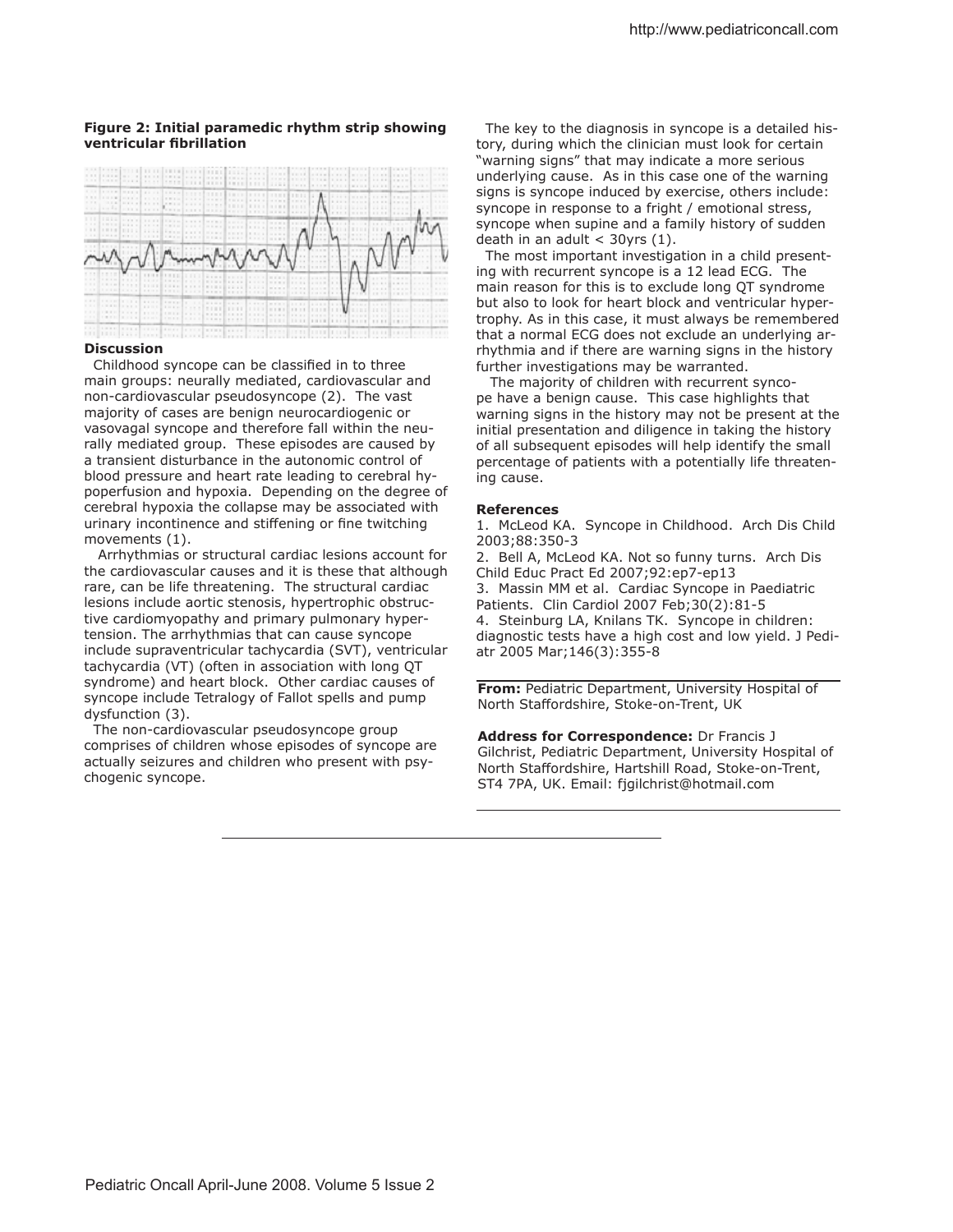**Figure 2: Initial paramedic rhythm strip showing ventricular fibrillation**

**Discussion**

Childhood syncope can be classified in to three main groups: neurally mediated, cardiovascular and non-cardiovascular pseudosyncope (2). The vast majority of cases are benign neurocardiogenic or vasovagal syncope and therefore fall within the neurally mediated group. These episodes are caused by a transient disturbance in the autonomic control of blood pressure and heart rate leading to cerebral hypoperfusion and hypoxia. Depending on the degree of cerebral hypoxia the collapse may be associated with urinary incontinence and stiffening or fine twitching movements (1).

Arrhythmias or structural cardiac lesions account for the cardiovascular causes and it is these that although rare, can be life threatening. The structural cardiac lesions include aortic stenosis, hypertrophic obstructive cardiomyopathy and primary pulmonary hypertension. The arrhythmias that can cause syncope include supraventricular tachycardia (SVT), ventricular tachycardia (VT) (often in association with long QT syndrome) and heart block. Other cardiac causes of syncope include Tetralogy of Fallot spells and pump dysfunction (3).

The non-cardiovascular pseudosyncope group comprises of children whose episodes of syncope are actually seizures and children who present with psychogenic syncope.

The key to the diagnosis in syncope is a detailed history, during which the clinician must look for certain "warning signs" that may indicate a more serious underlying cause. As in this case one of the warning signs is syncope induced by exercise, others include: syncope in response to a fright / emotional stress, syncope when supine and a family history of sudden death in an adult < 30yrs (1).

The most important investigation in a child presenting with recurrent syncope is a 12 lead ECG. The main reason for this is to exclude long QT syndrome but also to look for heart block and ventricular hypertrophy. As in this case, it must always be remembered that a normal ECG does not exclude an underlying arrhythmia and if there are warning signs in the history further investigations may be warranted.

The majority of children with recurrent syncope have a benign cause. This case highlights that warning signs in the history may not be present at the initial presentation and diligence in taking the history of all subsequent episodes will help identify the small percentage of patients with a potentially life threatening cause.

**References**

1. McLeod KA. Syncope in Childhood. Arch Dis Child 2003;88:350-3
2. Bell A, McLeod KA. Not so funny turns. Arch Dis Child Educ Pract Ed 2007;92:ep7-ep13
3. Massin MM et al. Cardiac Syncope in Paediatric Patients. Clin Cardiol 2007 Feb;30(2):81-5
4. Steinburg LA, Knilans TK. Syncope in children: diagnostic tests have a high cost and low yield. J Pediatr 2005 Mar;146(3):355-8

**From:** Pediatric Department, University Hospital of North Staffordshire, Stoke-on-Trent, UK

**Address for Correspondence:** Dr Francis J Gilchrist, Pediatric Department, University Hospital of North Staffordshire, Hartshill Road, Stoke-on-Trent, ST4 7PA, UK. Email: fjgilchrist@hotmail.com